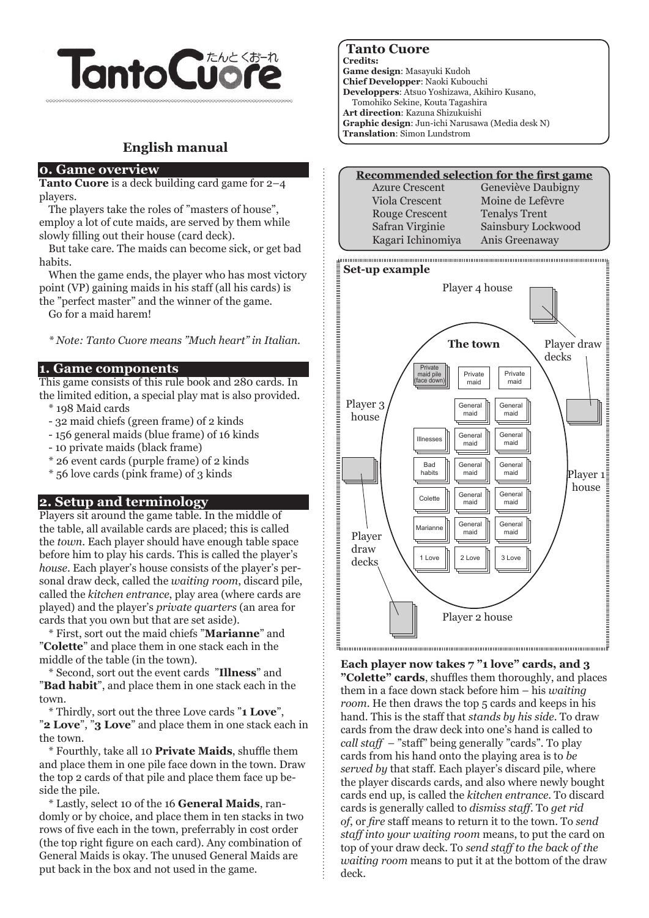# Tanto Cuore

## English manual

## 0. Game overview

**Tanto Cuore** is a deck building card game for 2–4 players.

The players take the roles of "masters of house", employ a lot of cute maids, are served by them while slowly filling out their house (card deck).

But take care. The maids can become sick, or get bad habits.

When the game ends, the player who has most victory point (VP) gaining maids in his staff (all his cards) is the "perfect master" and the winner of the game.

Go for a maid harem!

*\* Note: Tanto Cuore means "Much heart" in Italian.*

## 1. Game components

This game consists of this rule book and 280 cards. In the limited edition, a special play mat is also provided.

\* 198 Maid cards
- 32 maid chiefs (green frame) of 2 kinds
- 156 general maids (blue frame) of 16 kinds
- 10 private maids (black frame)

\* 26 event cards (purple frame) of 2 kinds

\* 56 love cards (pink frame) of 3 kinds

## 2. Setup and terminology

Players sit around the game table. In the middle of the table, all available cards are placed; this is called the *town*. Each player should have enough table space before him to play his cards. This is called the player's *house*. Each player's house consists of the player's personal draw deck, called the *waiting room*, discard pile, called the *kitchen entrance*, play area (where cards are played) and the player's *private quarters* (an area for cards that you own but that are set aside).

\* First, sort out the maid chiefs "**Marianne**" and "**Colette**" and place them in one stack each in the middle of the table (in the town).

\* Second, sort out the event cards "**Illness**" and "**Bad habit**", and place them in one stack each in the town.

\* Thirdly, sort out the three Love cards "**1 Love**", "**2 Love**", "**3 Love**" and place them in one stack each in the town.

\* Fourthly, take all 10 **Private Maids**, shuffle them and place them in one pile face down in the town. Draw the top 2 cards of that pile and place them face up beside the pile.

\* Lastly, select 10 of the 16 **General Maids**, randomly or by choice, and place them in ten stacks in two rows of five each in the town, preferrably in cost order (the top right figure on each card). Any combination of General Maids is okay. The unused General Maids are put back in the box and not used in the game.

**Tanto Cuore**
**Credits:**
**Game design**: Masayuki Kudoh
**Chief Developper**: Naoki Kubouchi
**Developpers**: Atsuo Yoshizawa, Akihiro Kusano, Tomohiko Sekine, Kouta Tagashira
**Art direction**: Kazuna Shizukuishi
**Graphic design**: Jun-ichi Narusawa (Media desk N)
**Translation**: Simon Lundstrom

**Recommended selection for the first game**

| | |
|---|---|
| Azure Crescent | Geneviève Daubigny |
| Viola Crescent | Moine de Lefèvre |
| Rouge Crescent | Tenalys Trent |
| Safran Virginie | Sainsbury Lockwood |
| Kagari Ichinomiya | Anis Greenaway |

**Set-up example**

Player 4 house — Player draw decks — The town — Private maid pile (face down) — Private maid — Private maid — Player 3 house — General maid (×10) — Illnesses — Bad habits — Colette — Marianne — 1 Love — 2 Love — 3 Love — Player 1 house — Player draw decks — Player 2 house

**Each player now takes 7 "1 love" cards, and 3 "Colette" cards**, shuffles them thoroughly, and places them in a face down stack before him – his *waiting room*. He then draws the top 5 cards and keeps in his hand. This is the staff that *stands by his side*. To draw cards from the draw deck into one's hand is called to *call staff* – "staff" being generally "cards". To play cards from his hand onto the playing area is to *be served by* that staff. Each player's discard pile, where the player discards cards, and also where newly bought cards end up, is called the *kitchen entrance*. To discard cards is generally called to *dismiss staff*. To *get rid of*, or *fire* staff means to return it to the town. To *send staff into your waiting room* means, to put the card on top of your draw deck. To *send staff to the back of the waiting room* means to put it at the bottom of the draw deck.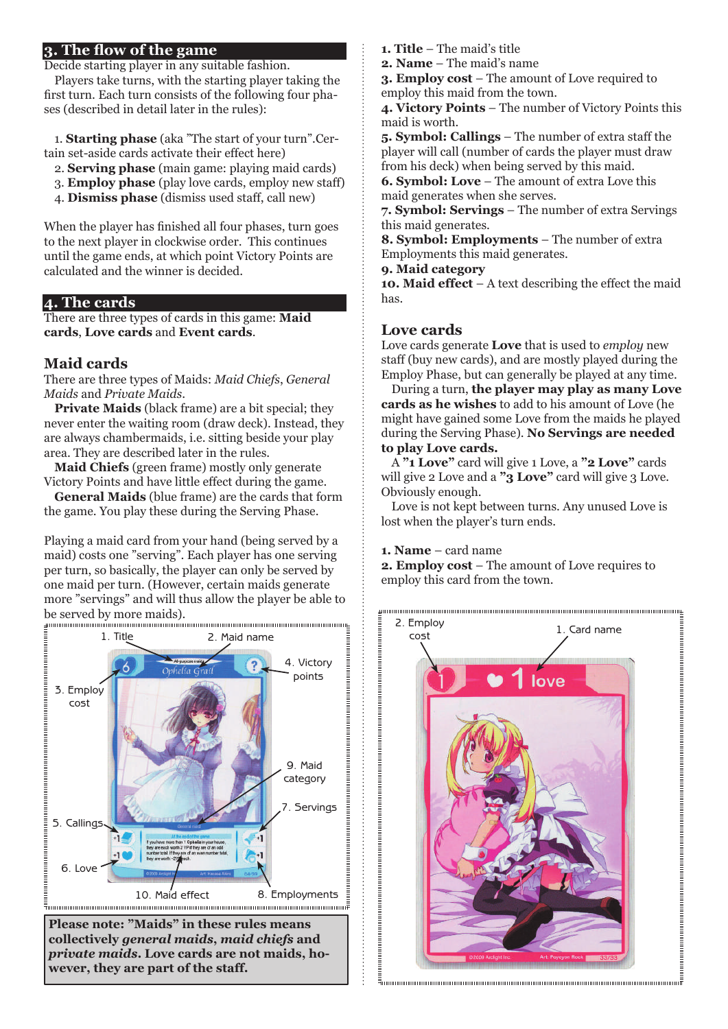## 3. The flow of the game

Decide starting player in any suitable fashion.

Players take turns, with the starting player taking the first turn. Each turn consists of the following four phases (described in detail later in the rules):

1. **Starting phase** (aka "The start of your turn". Certain set-aside cards activate their effect here)
2. **Serving phase** (main game: playing maid cards)
3. **Employ phase** (play love cards, employ new staff)
4. **Dismiss phase** (dismiss used staff, call new)

When the player has finished all four phases, turn goes to the next player in clockwise order. This continues until the game ends, at which point Victory Points are calculated and the winner is decided.

## 4. The cards

There are three types of cards in this game: **Maid cards**, **Love cards** and **Event cards**.

### Maid cards

There are three types of Maids: *Maid Chiefs*, *General Maids* and *Private Maids*.

**Private Maids** (black frame) are a bit special; they never enter the waiting room (draw deck). Instead, they are always chambermaids, i.e. sitting beside your play area. They are described later in the rules.

**Maid Chiefs** (green frame) mostly only generate Victory Points and have little effect during the game.

**General Maids** (blue frame) are the cards that form the game. You play these during the Serving Phase.

Playing a maid card from your hand (being served by a maid) costs one "serving". Each player has one serving per turn, so basically, the player can only be served by one maid per turn. (However, certain maids generate more "servings" and will thus allow the player be able to be served by more maids).

1. Title
2. Maid name
3. Employ cost
4. Victory points
5. Callings
6. Love
7. Servings
8. Employments
9. Maid category
10. Maid effect

**Please note: "Maids" in these rules means collectively *general maids*, *maid chiefs* and *private maids*. Love cards are not maids, however, they are part of the staff.**

1. **Title** – The maid's title
2. **Name** – The maid's name
3. **Employ cost** – The amount of Love required to employ this maid from the town.
4. **Victory Points** – The number of Victory Points this maid is worth.
5. **Symbol: Callings** – The number of extra staff the player will call (number of cards the player must draw from his deck) when being served by this maid.
6. **Symbol: Love** – The amount of extra Love this maid generates when she serves.
7. **Symbol: Servings** – The number of extra Servings this maid generates.
8. **Symbol: Employments** – The number of extra Employments this maid generates.
9. **Maid category**
10. **Maid effect** – A text describing the effect the maid has.

### Love cards

Love cards generate **Love** that is used to *employ* new staff (buy new cards), and are mostly played during the Employ Phase, but can generally be played at any time.

During a turn, **the player may play as many Love cards as he wishes** to add to his amount of Love (he might have gained some Love from the maids he played during the Serving Phase). **No Servings are needed to play Love cards.**

A **"1 Love"** card will give 1 Love, a **"2 Love"** cards will give 2 Love and a **"3 Love"** card will give 3 Love. Obviously enough.

Love is not kept between turns. Any unused Love is lost when the player's turn ends.

1. **Name** – card name
2. **Employ cost** – The amount of Love requires to employ this card from the town.

2. Employ cost
1. Card name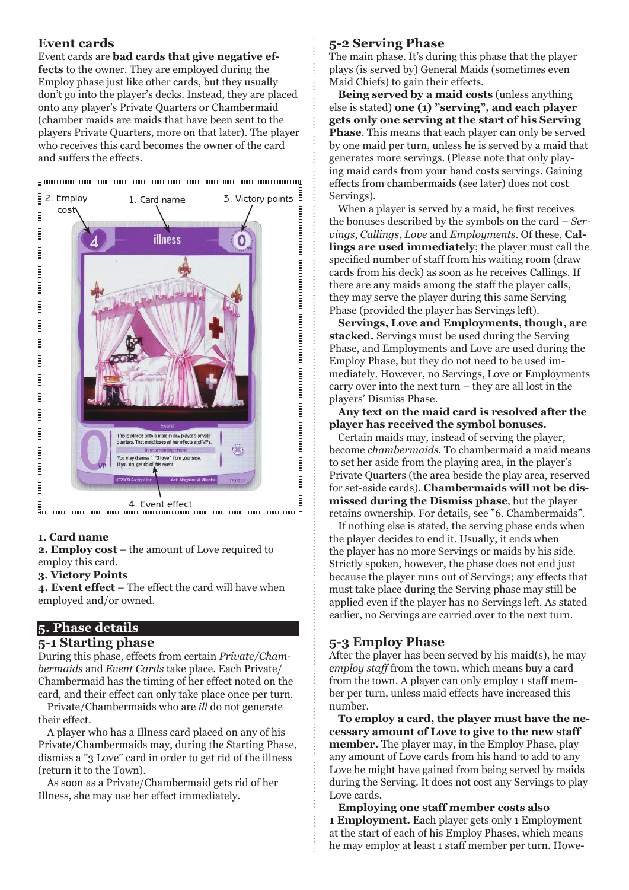## Event cards

Event cards are **bad cards that give negative effects** to the owner. They are employed during the Employ phase just like other cards, but they usually don't go into the player's decks. Instead, they are placed onto any player's Private Quarters or Chambermaid (chamber maids are maids that have been sent to the players Private Quarters, more on that later). The player who receives this card becomes the owner of the card and suffers the effects.

**1. Card name**
**2. Employ cost** – the amount of Love required to employ this card.
**3. Victory Points**
**4. Event effect** – The effect the card will have when employed and/or owned.

# 5. Phase details

## 5-1 Starting phase

During this phase, effects from certain *Private/Chambermaids* and *Event Cards* take place. Each Private/Chambermaid has the timing of her effect noted on the card, and their effect can only take place once per turn.

Private/Chambermaids who are *ill* do not generate their effect.

A player who has a Illness card placed on any of his Private/Chambermaids may, during the Starting Phase, dismiss a "3 Love" card in order to get rid of the illness (return it to the Town).

As soon as a Private/Chambermaid gets rid of her Illness, she may use her effect immediately.

## 5-2 Serving Phase

The main phase. It's during this phase that the player plays (is served by) General Maids (sometimes even Maid Chiefs) to gain their effects.

**Being served by a maid costs** (unless anything else is stated) **one (1) "serving", and each player gets only one serving at the start of his Serving Phase**. This means that each player can only be served by one maid per turn, unless he is served by a maid that generates more servings. (Please note that only playing maid cards from your hand costs servings. Gaining effects from chambermaids (see later) does not cost Servings).

When a player is served by a maid, he first receives the bonuses described by the symbols on the card – *Servings*, *Callings*, *Love* and *Employments*. Of these, **Callings are used immediately**; the player must call the specified number of staff from his waiting room (draw cards from his deck) as soon as he receives Callings. If there are any maids among the staff the player calls, they may serve the player during this same Serving Phase (provided the player has Servings left).

**Servings, Love and Employments, though, are stacked.** Servings must be used during the Serving Phase, and Employments and Love are used during the Employ Phase, but they do not need to be used immediately. However, no Servings, Love or Employments carry over into the next turn – they are all lost in the players' Dismiss Phase.

**Any text on the maid card is resolved after the player has received the symbol bonuses.**

Certain maids may, instead of serving the player, become *chambermaids*. To chambermaid a maid means to set her aside from the playing area, in the player's Private Quarters (the area beside the play area, reserved for set-aside cards). **Chambermaids will not be dismissed during the Dismiss phase**, but the player retains ownership. For details, see "6. Chambermaids".

If nothing else is stated, the serving phase ends when the player decides to end it. Usually, it ends when the player has no more Servings or maids by his side. Strictly spoken, however, the phase does not end just because the player runs out of Servings; any effects that must take place during the Serving phase may still be applied even if the player has no Servings left. As stated earlier, no Servings are carried over to the next turn.

## 5-3 Employ Phase

After the player has been served by his maid(s), he may *employ staff* from the town, which means buy a card from the town. A player can only employ 1 staff member per turn, unless maid effects have increased this number.

**To employ a card, the player must have the necessary amount of Love to give to the new staff member.** The player may, in the Employ Phase, play any amount of Love cards from his hand to add to any Love he might have gained from being served by maids during the Serving. It does not cost any Servings to play Love cards.

**Employing one staff member costs also 1 Employment.** Each player gets only 1 Employment at the start of each of his Employ Phases, which means he may employ at least 1 staff member per turn. Howe-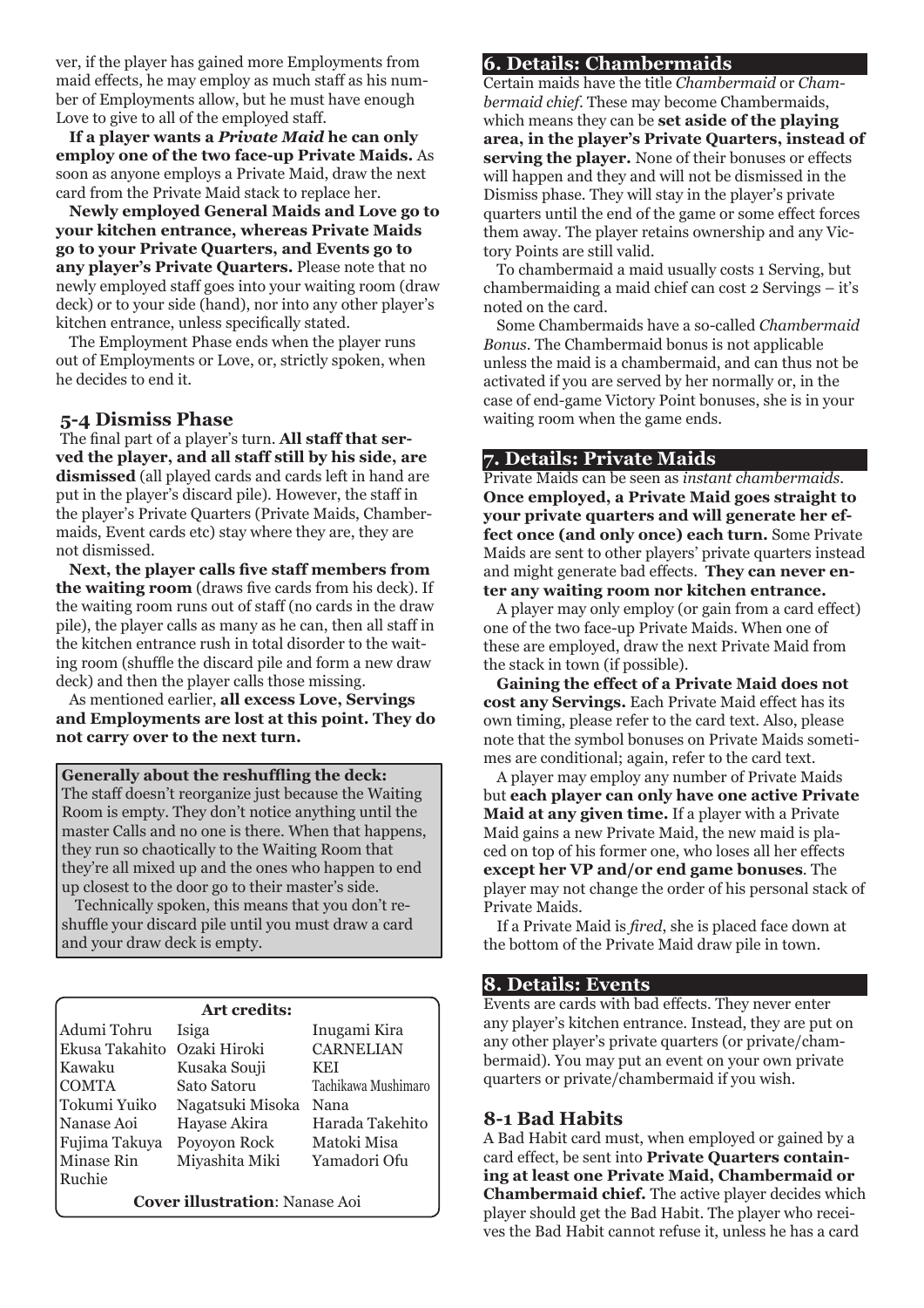ver, if the player has gained more Employments from maid effects, he may employ as much staff as his number of Employments allow, but he must have enough Love to give to all of the employed staff.

**If a player wants a *Private Maid* he can only employ one of the two face-up Private Maids.** As soon as anyone employs a Private Maid, draw the next card from the Private Maid stack to replace her.

**Newly employed General Maids and Love go to your kitchen entrance, whereas Private Maids go to your Private Quarters, and Events go to any player's Private Quarters.** Please note that no newly employed staff goes into your waiting room (draw deck) or to your side (hand), nor into any other player's kitchen entrance, unless specifically stated.

The Employment Phase ends when the player runs out of Employments or Love, or, strictly spoken, when he decides to end it.

### 5-4 Dismiss Phase

The final part of a player's turn. **All staff that served the player, and all staff still by his side, are dismissed** (all played cards and cards left in hand are put in the player's discard pile). However, the staff in the player's Private Quarters (Private Maids, Chambermaids, Event cards etc) stay where they are, they are not dismissed.

**Next, the player calls five staff members from the waiting room** (draws five cards from his deck). If the waiting room runs out of staff (no cards in the draw pile), the player calls as many as he can, then all staff in the kitchen entrance rush in total disorder to the waiting room (shuffle the discard pile and form a new draw deck) and then the player calls those missing.

As mentioned earlier, **all excess Love, Servings and Employments are lost at this point. They do not carry over to the next turn.**

**Generally about the reshuffling the deck:**
The staff doesn't reorganize just because the Waiting Room is empty. They don't notice anything until the master Calls and no one is there. When that happens, they run so chaotically to the Waiting Room that they're all mixed up and the ones who happen to end up closest to the door go to their master's side.

Technically spoken, this means that you don't reshuffle your discard pile until you must draw a card and your draw deck is empty.

**Art credits:**

| | | |
|---|---|---|
| Adumi Tohru | Isiga | Inugami Kira |
| Ekusa Takahito | Ozaki Hiroki | CARNELIAN |
| Kawaku | Kusaka Souji | KEI |
| COMTA | Sato Satoru | Tachikawa Mushimaro |
| Tokumi Yuiko | Nagatsuki Misoka | Nana |
| Nanase Aoi | Hayase Akira | Harada Takehito |
| Fujima Takuya | Poyoyon Rock | Matoki Misa |
| Minase Rin | Miyashita Miki | Yamadori Ofu |
| Ruchie | | |

**Cover illustration**: Nanase Aoi

## 6. Details: Chambermaids

Certain maids have the title *Chambermaid* or *Chambermaid chief*. These may become Chambermaids, which means they can be **set aside of the playing area, in the player's Private Quarters, instead of serving the player.** None of their bonuses or effects will happen and they and will not be dismissed in the Dismiss phase. They will stay in the player's private quarters until the end of the game or some effect forces them away. The player retains ownership and any Victory Points are still valid.

To chambermaid a maid usually costs 1 Serving, but chambermaiding a maid chief can cost 2 Servings – it's noted on the card.

Some Chambermaids have a so-called *Chambermaid Bonus*. The Chambermaid bonus is not applicable unless the maid is a chambermaid, and can thus not be activated if you are served by her normally or, in the case of end-game Victory Point bonuses, she is in your waiting room when the game ends.

## 7. Details: Private Maids

Private Maids can be seen as *instant chambermaids*. **Once employed, a Private Maid goes straight to your private quarters and will generate her effect once (and only once) each turn.** Some Private Maids are sent to other players' private quarters instead and might generate bad effects. **They can never enter any waiting room nor kitchen entrance.**

A player may only employ (or gain from a card effect) one of the two face-up Private Maids. When one of these are employed, draw the next Private Maid from the stack in town (if possible).

**Gaining the effect of a Private Maid does not cost any Servings.** Each Private Maid effect has its own timing, please refer to the card text. Also, please note that the symbol bonuses on Private Maids sometimes are conditional; again, refer to the card text.

A player may employ any number of Private Maids but **each player can only have one active Private Maid at any given time.** If a player with a Private Maid gains a new Private Maid, the new maid is placed on top of his former one, who loses all her effects **except her VP and/or end game bonuses**. The player may not change the order of his personal stack of Private Maids.

If a Private Maid is *fired*, she is placed face down at the bottom of the Private Maid draw pile in town.

## 8. Details: Events

Events are cards with bad effects. They never enter any player's kitchen entrance. Instead, they are put on any other player's private quarters (or private/chambermaid). You may put an event on your own private quarters or private/chambermaid if you wish.

### 8-1 Bad Habits

A Bad Habit card must, when employed or gained by a card effect, be sent into **Private Quarters containing at least one Private Maid, Chambermaid or Chambermaid chief.** The active player decides which player should get the Bad Habit. The player who receives the Bad Habit cannot refuse it, unless he has a card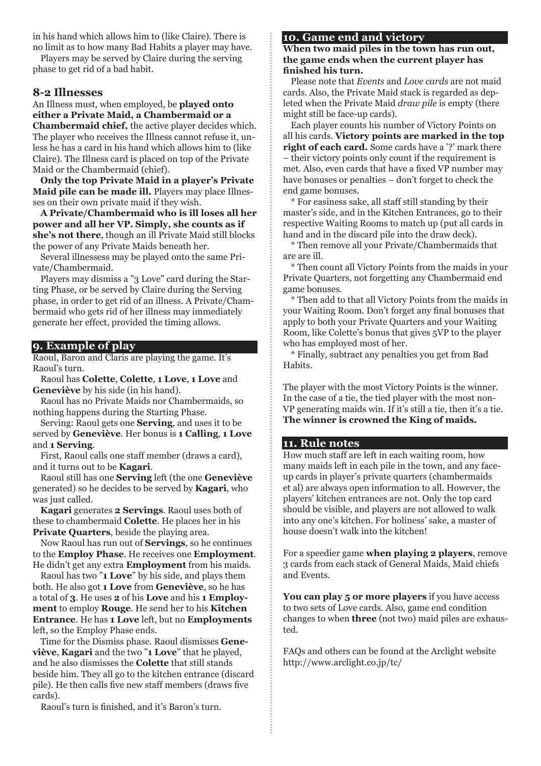in his hand which allows him to (like Claire). There is no limit as to how many Bad Habits a player may have.

Players may be served by Claire during the serving phase to get rid of a bad habit.

### 8-2 Illnesses

An Illness must, when employed, be **played onto either a Private Maid, a Chambermaid or a Chambermaid chief,** the active player decides which. The player who receives the Illness cannot refuse it, unless he has a card in his hand which allows him to (like Claire). The Illness card is placed on top of the Private Maid or the Chambermaid (chief).

**Only the top Private Maid in a player's Private Maid pile can be made ill.** Players may place Illnesses on their own private maid if they wish.

**A Private/Chambermaid who is ill loses all her power and all her VP. Simply, she counts as if she's not there**, though an ill Private Maid still blocks the power of any Private Maids beneath her.

Several illnessess may be played onto the same Private/Chambermaid.

Players may dismiss a "3 Love" card during the Starting Phase, or be served by Claire during the Serving phase, in order to get rid of an illness. A Private/Chambermaid who gets rid of her illness may immediately generate her effect, provided the timing allows.

## 9. Example of play

Raoul, Baron and Claris are playing the game. It's Raoul's turn.

Raoul has **Colette**, **Colette**, **1 Love**, **1 Love** and **Geneviève** by his side (in his hand).

Raoul has no Private Maids nor Chambermaids, so nothing happens during the Starting Phase.

Serving: Raoul gets one **Serving**, and uses it to be served by **Geneviève**. Her bonus is **1 Calling**, **1 Love** and **1 Serving**.

First, Raoul calls one staff member (draws a card), and it turns out to be **Kagari**.

Raoul still has one **Serving** left (the one **Geneviève** generated) so he decides to be served by **Kagari**, who was just called.

**Kagari** generates **2 Servings**. Raoul uses both of these to chambermaid **Colette**. He places her in his **Private Quarters**, beside the playing area.

Now Raoul has run out of **Servings**, so he continues to the **Employ Phase**. He receives one **Employment**. He didn't get any extra **Employment** from his maids.

Raoul has two "**1 Love**" by his side, and plays them both. He also got **1 Love** from **Geneviève**, so he has a total of **3**. He uses **2** of his **Love** and his **1 Employment** to employ **Rouge**. He send her to his **Kitchen Entrance**. He has **1 Love** left, but no **Employments** left, so the Employ Phase ends.

Time for the Dismiss phase. Raoul dismisses **Geneviève**, **Kagari** and the two "**1 Love**" that he played, and he also dismisses the **Colette** that still stands beside him. They all go to the kitchen entrance (discard pile). He then calls five new staff members (draws five cards).

Raoul's turn is finished, and it's Baron's turn.

## 10. Game end and victory

**When two maid piles in the town has run out, the game ends when the current player has finished his turn.**

Please note that *Events* and *Love cards* are not maid cards. Also, the Private Maid stack is regarded as depleted when the Private Maid *draw pile* is empty (there might still be face-up cards).

Each player counts his number of Victory Points on all his cards. **Victory points are marked in the top right of each card.** Some cards have a '?' mark there – their victory points only count if the requirement is met. Also, even cards that have a fixed VP number may have bonuses or penalties – don't forget to check the end game bonuses.

* For easiness sake, all staff still standing by their master's side, and in the Kitchen Entrances, go to their respective Waiting Rooms to match up (put all cards in hand and in the discard pile into the draw deck).

* Then remove all your Private/Chambermaids that are are ill.

* Then count all Victory Points from the maids in your Private Quarters, not forgetting any Chambermaid end game bonuses.

* Then add to that all Victory Points from the maids in your Waiting Room. Don't forget any final bonuses that apply to both your Private Quarters and your Waiting Room, like Colette's bonus that gives 5VP to the player who has employed most of her.

* Finally, subtract any penalties you get from Bad Habits.

The player with the most Victory Points is the winner. In the case of a tie, the tied player with the most non-VP generating maids win. If it's still a tie, then it's a tie. **The winner is crowned the King of maids.**

## 11. Rule notes

How much staff are left in each waiting room, how many maids left in each pile in the town, and any face-up cards in player's private quarters (chambermaids et al) are always open information to all. However, the players' kitchen entrances are not. Only the top card should be visible, and players are not allowed to walk into any one's kitchen. For holiness' sake, a master of house doesn't walk into the kitchen!

For a speedier game **when playing 2 players**, remove 3 cards from each stack of General Maids, Maid chiefs and Events.

**You can play 5 or more players** if you have access to two sets of Love cards. Also, game end condition changes to when **three** (not two) maid piles are exhausted.

FAQs and others can be found at the Arclight website http://www.arclight.co.jp/tc/